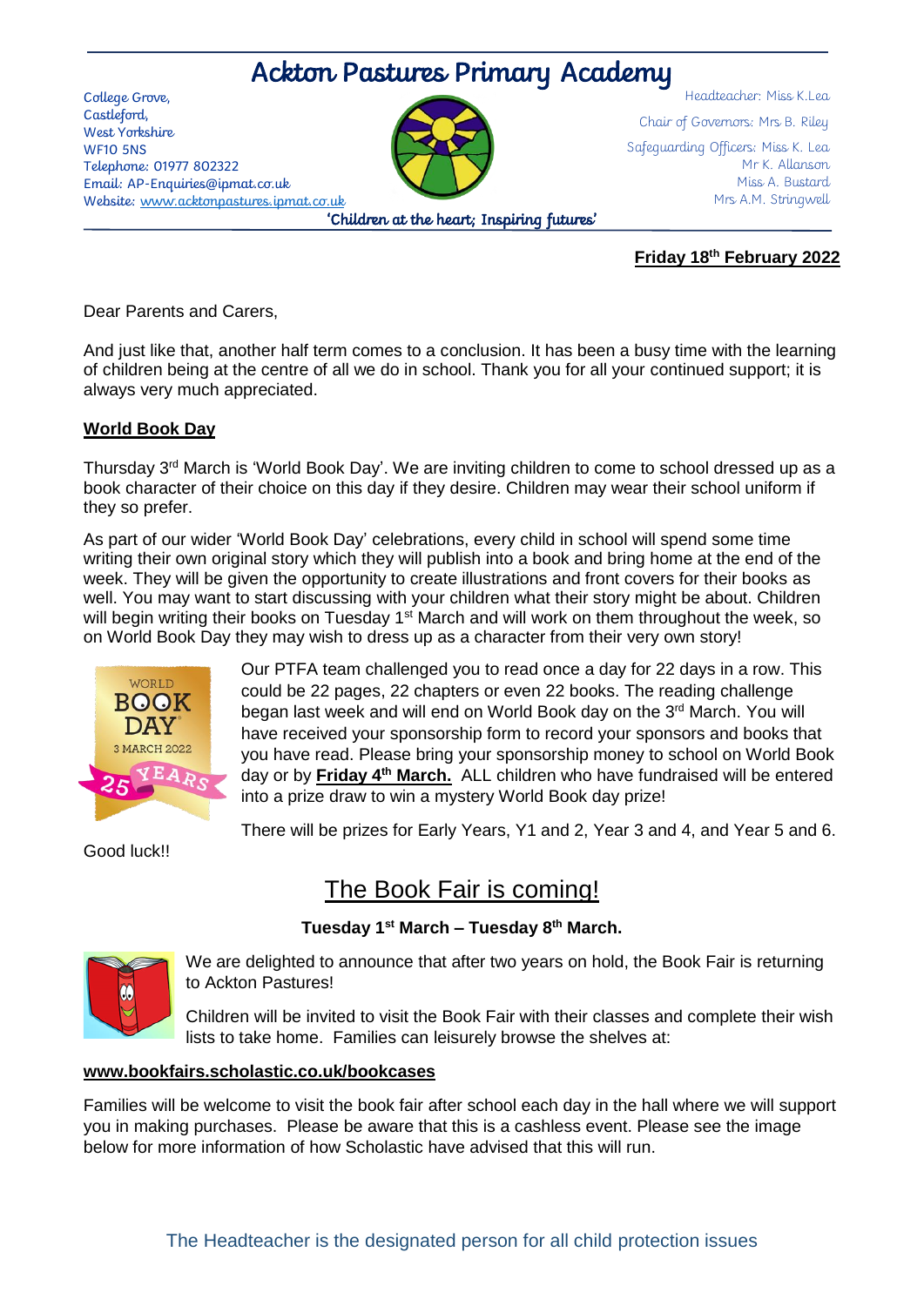# Ackton Pastures Primary Academy

College Grove,
Castleford,
West Yorkshire
WF10 5NS
Telephone: 01977 802322
Email: AP-Enquiries@ipmat.co.uk
Website: www.acktonpastures.ipmat.co.uk

Headteacher: Miss K.Lea
Chair of Governors: Mrs B. Riley
Safeguarding Officers: Miss K. Lea
Mr K. Allanson
Miss A. Bustard
Mrs A.M. Stringwell

'Children at the heart; Inspiring futures'

**Friday 18th February 2022**

Dear Parents and Carers,

And just like that, another half term comes to a conclusion. It has been a busy time with the learning of children being at the centre of all we do in school. Thank you for all your continued support; it is always very much appreciated.

## World Book Day

Thursday 3rd March is 'World Book Day'. We are inviting children to come to school dressed up as a book character of their choice on this day if they desire. Children may wear their school uniform if they so prefer.

As part of our wider 'World Book Day' celebrations, every child in school will spend some time writing their own original story which they will publish into a book and bring home at the end of the week. They will be given the opportunity to create illustrations and front covers for their books as well. You may want to start discussing with your children what their story might be about. Children will begin writing their books on Tuesday 1st March and will work on them throughout the week, so on World Book Day they may wish to dress up as a character from their very own story!

Our PTFA team challenged you to read once a day for 22 days in a row. This could be 22 pages, 22 chapters or even 22 books. The reading challenge began last week and will end on World Book day on the 3rd March. You will have received your sponsorship form to record your sponsors and books that you have read. Please bring your sponsorship money to school on World Book day or by **Friday 4th March.** ALL children who have fundraised will be entered into a prize draw to win a mystery World Book day prize!

There will be prizes for Early Years, Y1 and 2, Year 3 and 4, and Year 5 and 6.

Good luck!!

## The Book Fair is coming!

**Tuesday 1st March – Tuesday 8th March.**

We are delighted to announce that after two years on hold, the Book Fair is returning to Ackton Pastures!

Children will be invited to visit the Book Fair with their classes and complete their wish lists to take home. Families can leisurely browse the shelves at:

**www.bookfairs.scholastic.co.uk/bookcases**

Families will be welcome to visit the book fair after school each day in the hall where we will support you in making purchases. Please be aware that this is a cashless event. Please see the image below for more information of how Scholastic have advised that this will run.

The Headteacher is the designated person for all child protection issues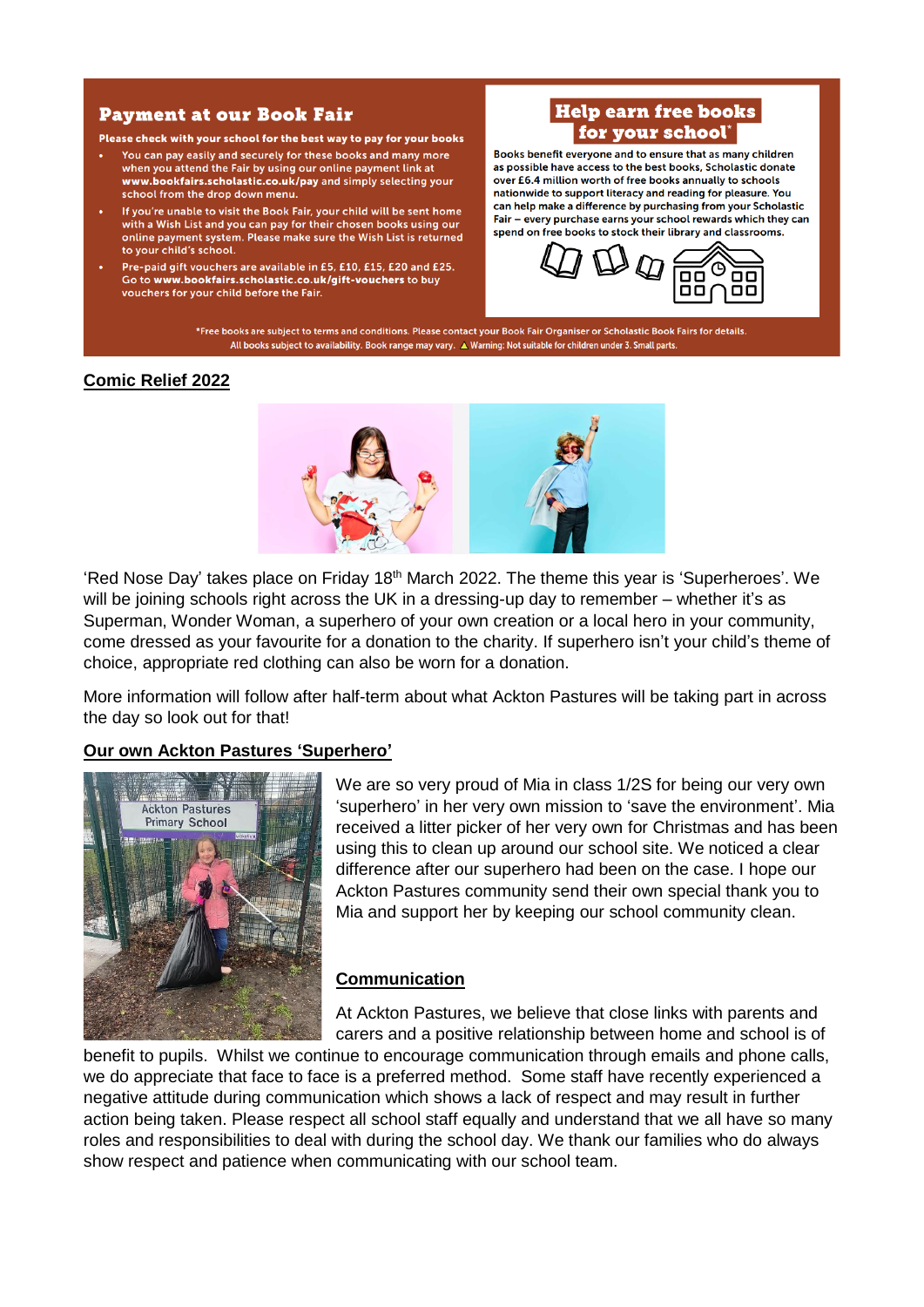## Payment at our Book Fair

**Please check with your school for the best way to pay for your books**

- You can pay easily and securely for these books and many more when you attend the Fair by using our online payment link at **www.bookfairs.scholastic.co.uk/pay** and simply selecting your school from the drop down menu.
- If you're unable to visit the Book Fair, your child will be sent home with a Wish List and you can pay for their chosen books using our online payment system. Please make sure the Wish List is returned to your child's school.
- Pre-paid gift vouchers are available in £5, £10, £15, £20 and £25. Go to **www.bookfairs.scholastic.co.uk/gift-vouchers** to buy vouchers for your child before the Fair.

## Help earn free books for your school*

Books benefit everyone and to ensure that as many children as possible have access to the best books, Scholastic donate over £6.4 million worth of free books annually to schools nationwide to support literacy and reading for pleasure. You can help make a difference by purchasing from your Scholastic Fair – every purchase earns your school rewards which they can spend on free books to stock their library and classrooms.

*Free books are subject to terms and conditions. Please contact your Book Fair Organiser or Scholastic Book Fairs for details. All books subject to availability. Book range may vary. ⚠ Warning: Not suitable for children under 3. Small parts.

## Comic Relief 2022

'Red Nose Day' takes place on Friday 18th March 2022. The theme this year is 'Superheroes'. We will be joining schools right across the UK in a dressing-up day to remember – whether it's as Superman, Wonder Woman, a superhero of your own creation or a local hero in your community, come dressed as your favourite for a donation to the charity. If superhero isn't your child's theme of choice, appropriate red clothing can also be worn for a donation.

More information will follow after half-term about what Ackton Pastures will be taking part in across the day so look out for that!

## Our own Ackton Pastures 'Superhero'

We are so very proud of Mia in class 1/2S for being our very own 'superhero' in her very own mission to 'save the environment'. Mia received a litter picker of her very own for Christmas and has been using this to clean up around our school site. We noticed a clear difference after our superhero had been on the case. I hope our Ackton Pastures community send their own special thank you to Mia and support her by keeping our school community clean.

## Communication

At Ackton Pastures, we believe that close links with parents and carers and a positive relationship between home and school is of benefit to pupils. Whilst we continue to encourage communication through emails and phone calls, we do appreciate that face to face is a preferred method. Some staff have recently experienced a negative attitude during communication which shows a lack of respect and may result in further action being taken. Please respect all school staff equally and understand that we all have so many roles and responsibilities to deal with during the school day. We thank our families who do always show respect and patience when communicating with our school team.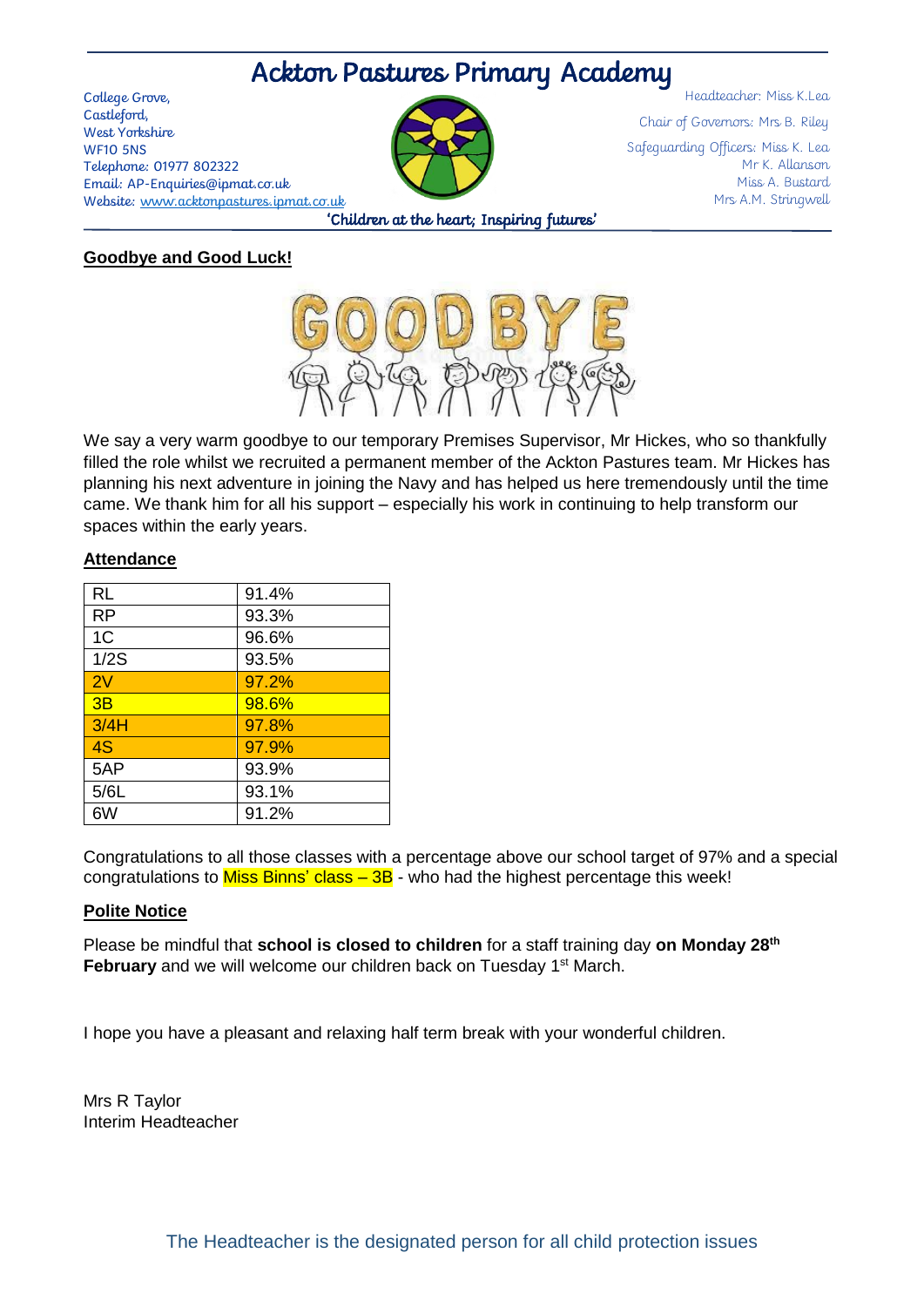# Ackton Pastures Primary Academy

College Grove,
Castleford,
West Yorkshire
WF10 5NS
Telephone: 01977 802322
Email: AP-Enquiries@ipmat.co.uk
Website: www.acktonpastures.ipmat.co.uk

Headteacher: Miss K.Lea
Chair of Governors: Mrs B. Riley
Safeguarding Officers: Miss K. Lea
Mr K. Allanson
Miss A. Bustard
Mrs A.M. Stringwell

'Children at the heart; Inspiring futures'

## Goodbye and Good Luck!

We say a very warm goodbye to our temporary Premises Supervisor, Mr Hickes, who so thankfully filled the role whilst we recruited a permanent member of the Ackton Pastures team. Mr Hickes has planning his next adventure in joining the Navy and has helped us here tremendously until the time came. We thank him for all his support – especially his work in continuing to help transform our spaces within the early years.

## Attendance

| | |
|---|---|
| RL | 91.4% |
| RP | 93.3% |
| 1C | 96.6% |
| 1/2S | 93.5% |
| 2V | 97.2% |
| 3B | 98.6% |
| 3/4H | 97.8% |
| 4S | 97.9% |
| 5AP | 93.9% |
| 5/6L | 93.1% |
| 6W | 91.2% |

Congratulations to all those classes with a percentage above our school target of 97% and a special congratulations to Miss Binns' class – 3B - who had the highest percentage this week!

## Polite Notice

Please be mindful that **school is closed to children** for a staff training day **on Monday 28th February** and we will welcome our children back on Tuesday 1st March.

I hope you have a pleasant and relaxing half term break with your wonderful children.

Mrs R Taylor
Interim Headteacher

The Headteacher is the designated person for all child protection issues